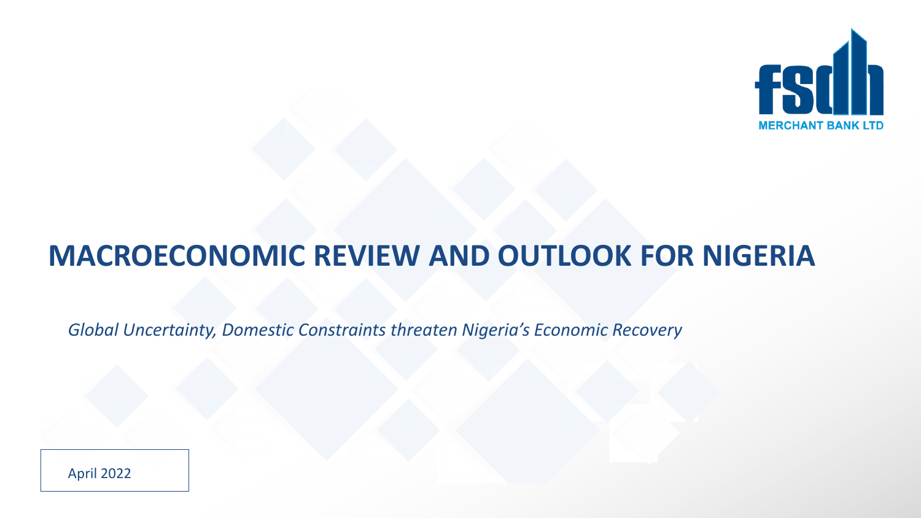FSDH MERCHANT BANK LTD

# MACROECONOMIC REVIEW AND OUTLOOK FOR NIGERIA

*Global Uncertainty, Domestic Constraints threaten Nigeria's Economic Recovery*

April 2022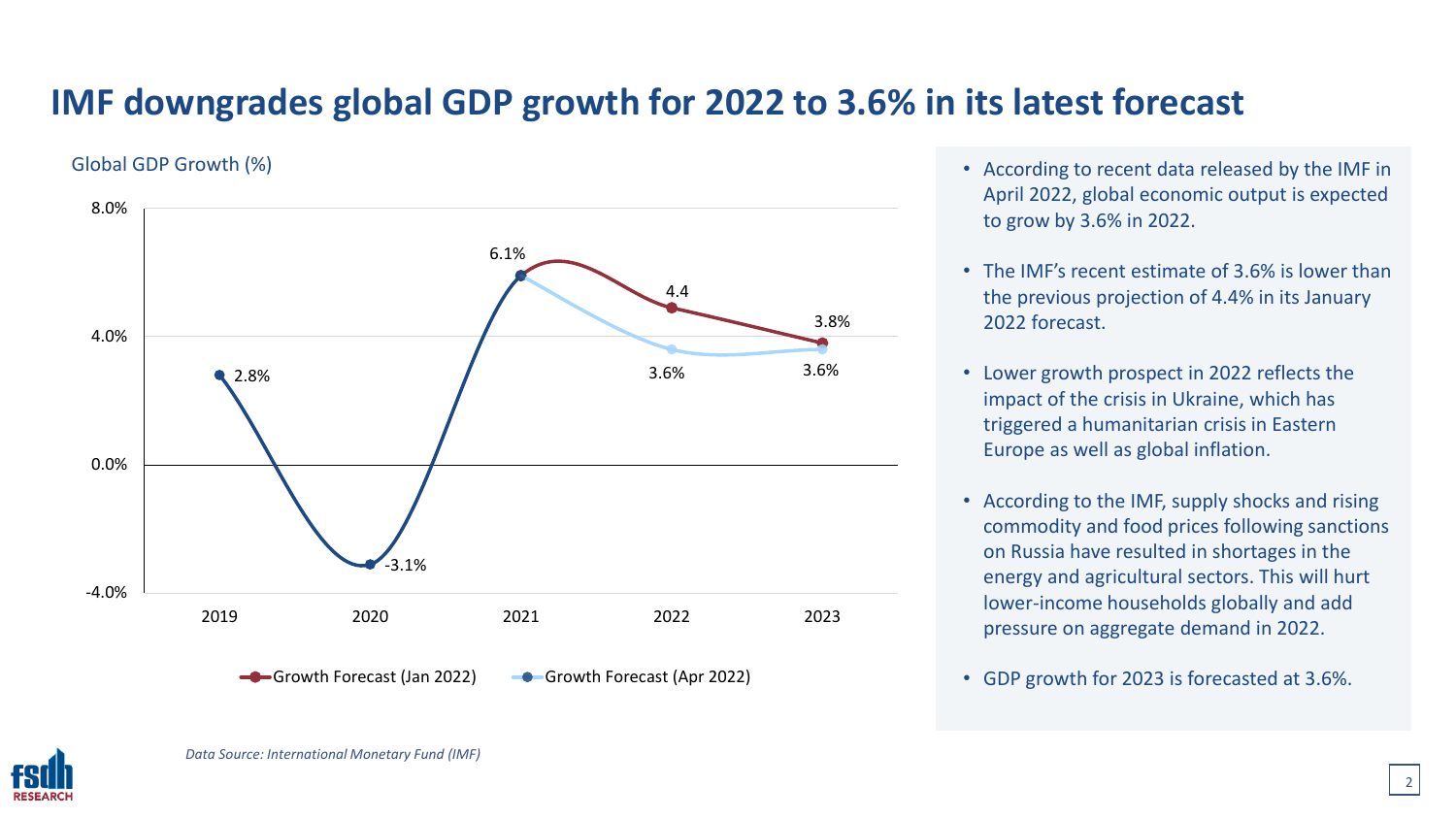# IMF downgrades global GDP growth for 2022 to 3.6% in its latest forecast

Global GDP Growth (%)

| Year | Growth Forecast (Jan 2022) | Growth Forecast (Apr 2022) |
| --- | --- | --- |
| 2019 | | 2.8% |
| 2020 | | -3.1% |
| 2021 | | 6.1% |
| 2022 | 4.4 | 3.6% |
| 2023 | 3.8% | 3.6% |

- According to recent data released by the IMF in April 2022, global economic output is expected to grow by 3.6% in 2022.
- The IMF's recent estimate of 3.6% is lower than the previous projection of 4.4% in its January 2022 forecast.
- Lower growth prospect in 2022 reflects the impact of the crisis in Ukraine, which has triggered a humanitarian crisis in Eastern Europe as well as global inflation.
- According to the IMF, supply shocks and rising commodity and food prices following sanctions on Russia have resulted in shortages in the energy and agricultural sectors. This will hurt lower-income households globally and add pressure on aggregate demand in 2022.
- GDP growth for 2023 is forecasted at 3.6%.

*Data Source: International Monetary Fund (IMF)*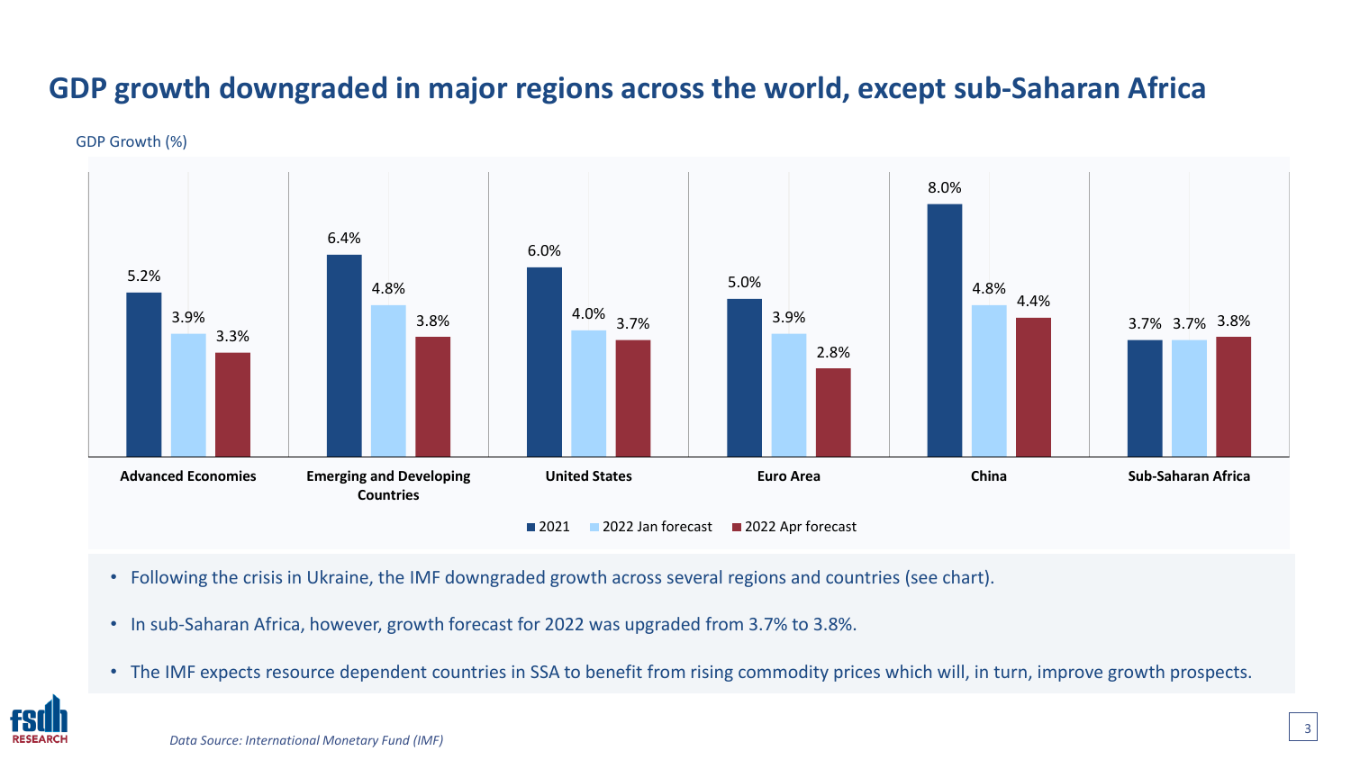# GDP growth downgraded in major regions across the world, except sub-Saharan Africa

GDP Growth (%)

| | 2021 | 2022 Jan forecast | 2022 Apr forecast |
|---|---|---|---|
| Advanced Economies | 5.2% | 3.9% | 3.3% |
| Emerging and Developing Countries | 6.4% | 4.8% | 3.8% |
| United States | 6.0% | 4.0% | 3.7% |
| Euro Area | 5.0% | 3.9% | 2.8% |
| China | 8.0% | 4.8% | 4.4% |
| Sub-Saharan Africa | 3.7% | 3.7% | 3.8% |

- Following the crisis in Ukraine, the IMF downgraded growth across several regions and countries (see chart).
- In sub-Saharan Africa, however, growth forecast for 2022 was upgraded from 3.7% to 3.8%.
- The IMF expects resource dependent countries in SSA to benefit from rising commodity prices which will, in turn, improve growth prospects.

*Data Source: International Monetary Fund (IMF)*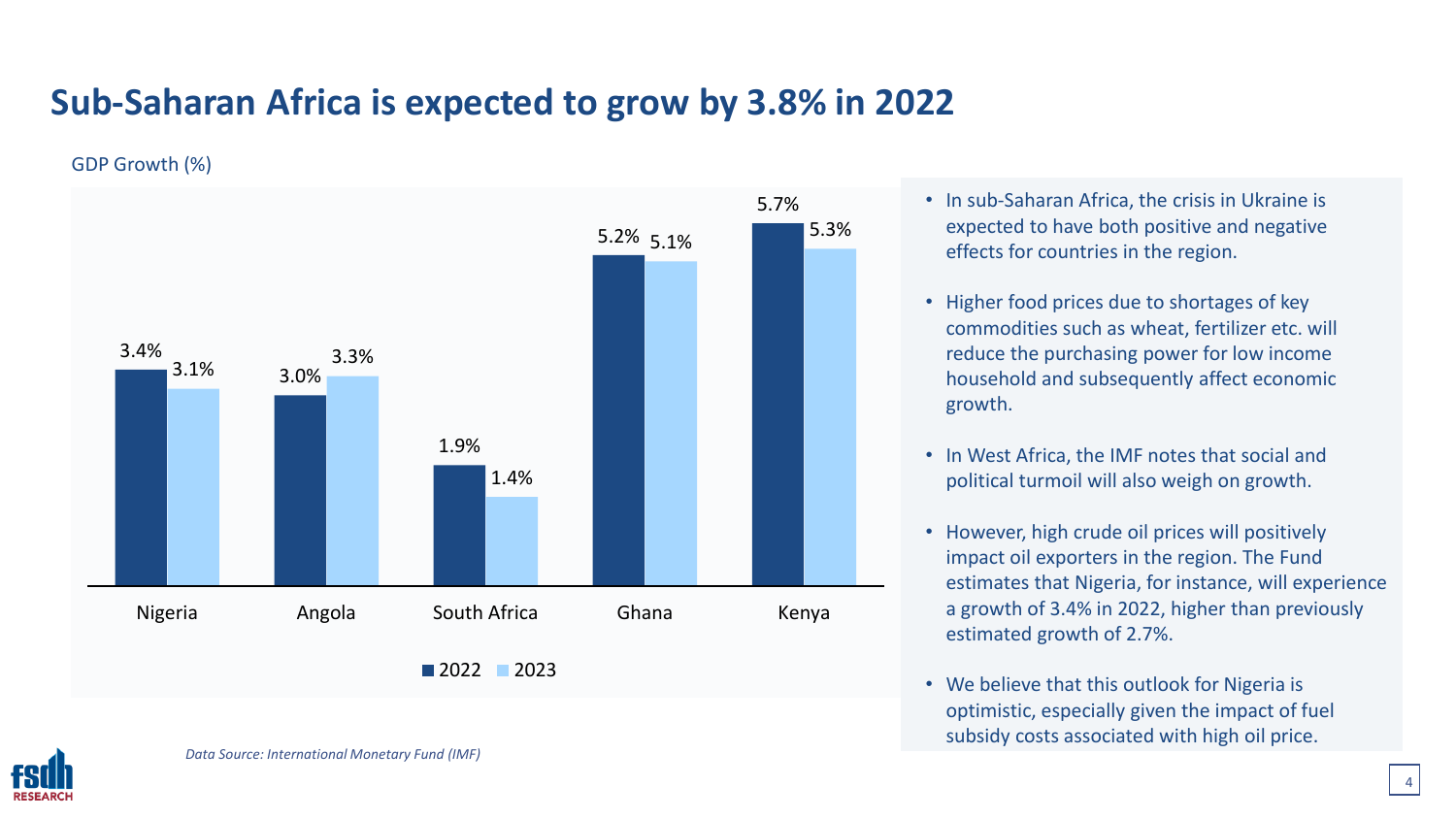# Sub-Saharan Africa is expected to grow by 3.8% in 2022

GDP Growth (%)

| Country | 2022 | 2023 |
| --- | --- | --- |
| Nigeria | 3.4% | 3.1% |
| Angola | 3.0% | 3.3% |
| South Africa | 1.9% | 1.4% |
| Ghana | 5.2% | 5.1% |
| Kenya | 5.7% | 5.3% |

*Data Source: International Monetary Fund (IMF)*

- In sub-Saharan Africa, the crisis in Ukraine is expected to have both positive and negative effects for countries in the region.
- Higher food prices due to shortages of key commodities such as wheat, fertilizer etc. will reduce the purchasing power for low income household and subsequently affect economic growth.
- In West Africa, the IMF notes that social and political turmoil will also weigh on growth.
- However, high crude oil prices will positively impact oil exporters in the region. The Fund estimates that Nigeria, for instance, will experience a growth of 3.4% in 2022, higher than previously estimated growth of 2.7%.
- We believe that this outlook for Nigeria is optimistic, especially given the impact of fuel subsidy costs associated with high oil price.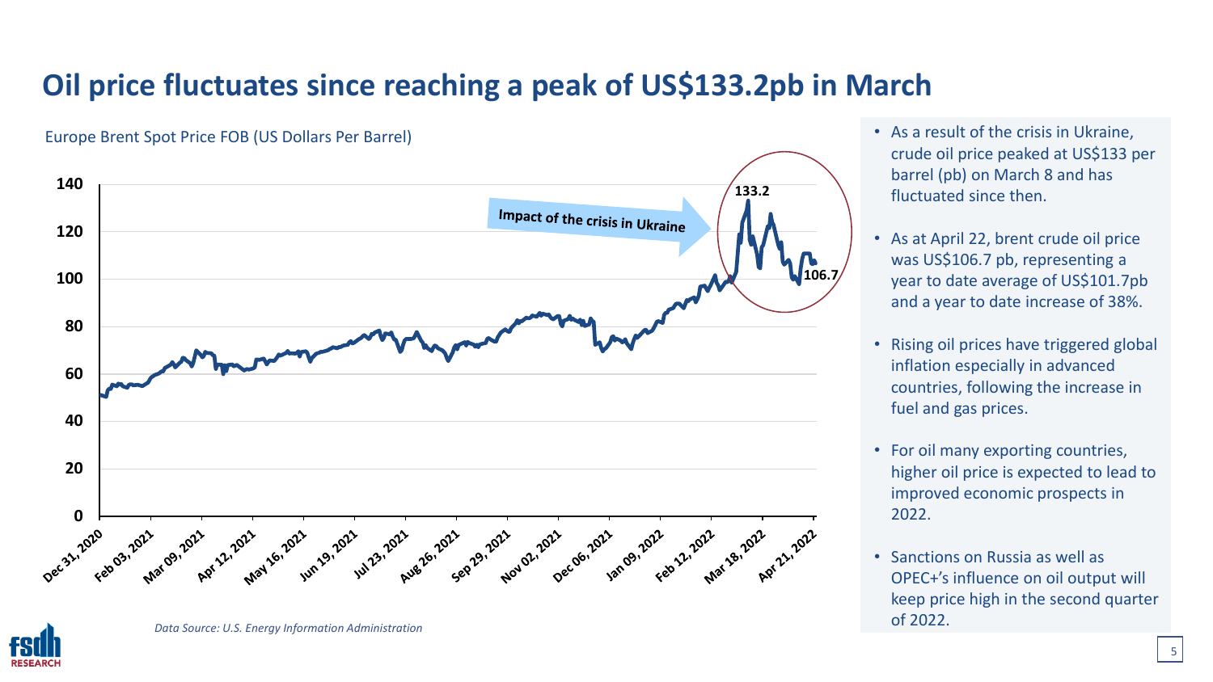# Oil price fluctuates since reaching a peak of US$133.2pb in March

Europe Brent Spot Price FOB (US Dollars Per Barrel)

*Data Source: U.S. Energy Information Administration*

- As a result of the crisis in Ukraine, crude oil price peaked at US$133 per barrel (pb) on March 8 and has fluctuated since then.
- As at April 22, brent crude oil price was US$106.7 pb, representing a year to date average of US$101.7pb and a year to date increase of 38%.
- Rising oil prices have triggered global inflation especially in advanced countries, following the increase in fuel and gas prices.
- For oil many exporting countries, higher oil price is expected to lead to improved economic prospects in 2022.
- Sanctions on Russia as well as OPEC+'s influence on oil output will keep price high in the second quarter of 2022.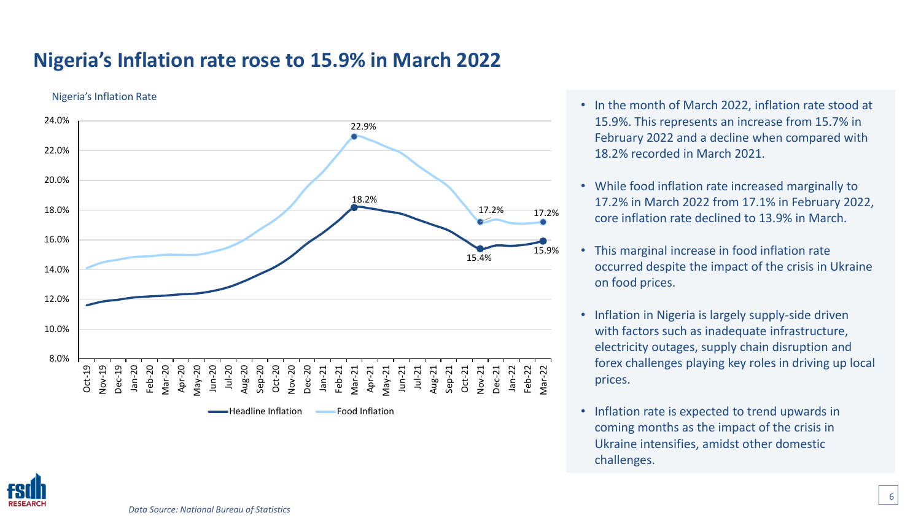# Nigeria's Inflation rate rose to 15.9% in March 2022

Nigeria's Inflation Rate

- In the month of March 2022, inflation rate stood at 15.9%. This represents an increase from 15.7% in February 2022 and a decline when compared with 18.2% recorded in March 2021.
- While food inflation rate increased marginally to 17.2% in March 2022 from 17.1% in February 2022, core inflation rate declined to 13.9% in March.
- This marginal increase in food inflation rate occurred despite the impact of the crisis in Ukraine on food prices.
- Inflation in Nigeria is largely supply-side driven with factors such as inadequate infrastructure, electricity outages, supply chain disruption and forex challenges playing key roles in driving up local prices.
- Inflation rate is expected to trend upwards in coming months as the impact of the crisis in Ukraine intensifies, amidst other domestic challenges.

*Data Source: National Bureau of Statistics*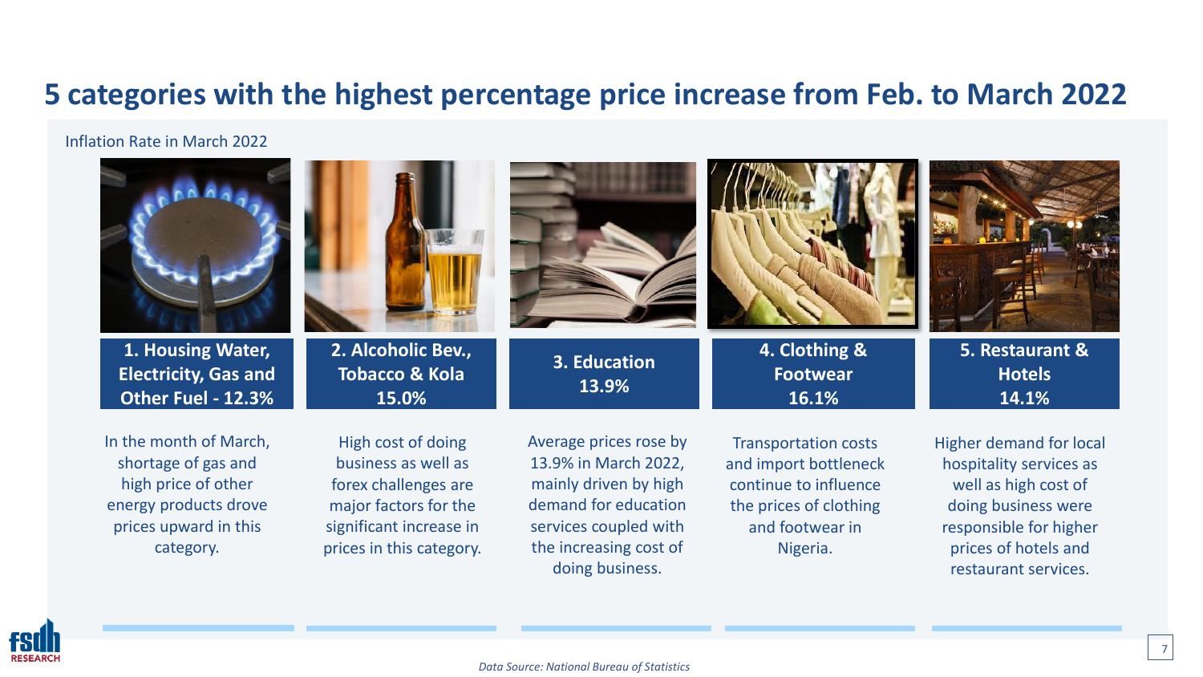# 5 categories with the highest percentage price increase from Feb. to March 2022

Inflation Rate in March 2022

### 1. Housing Water, Electricity, Gas and Other Fuel - 12.3%

In the month of March, shortage of gas and high price of other energy products drove prices upward in this category.

### 2. Alcoholic Bev., Tobacco & Kola 15.0%

High cost of doing business as well as forex challenges are major factors for the significant increase in prices in this category.

### 3. Education 13.9%

Average prices rose by 13.9% in March 2022, mainly driven by high demand for education services coupled with the increasing cost of doing business.

### 4. Clothing & Footwear 16.1%

Transportation costs and import bottleneck continue to influence the prices of clothing and footwear in Nigeria.

### 5. Restaurant & Hotels 14.1%

Higher demand for local hospitality services as well as high cost of doing business were responsible for higher prices of hotels and restaurant services.

*Data Source: National Bureau of Statistics*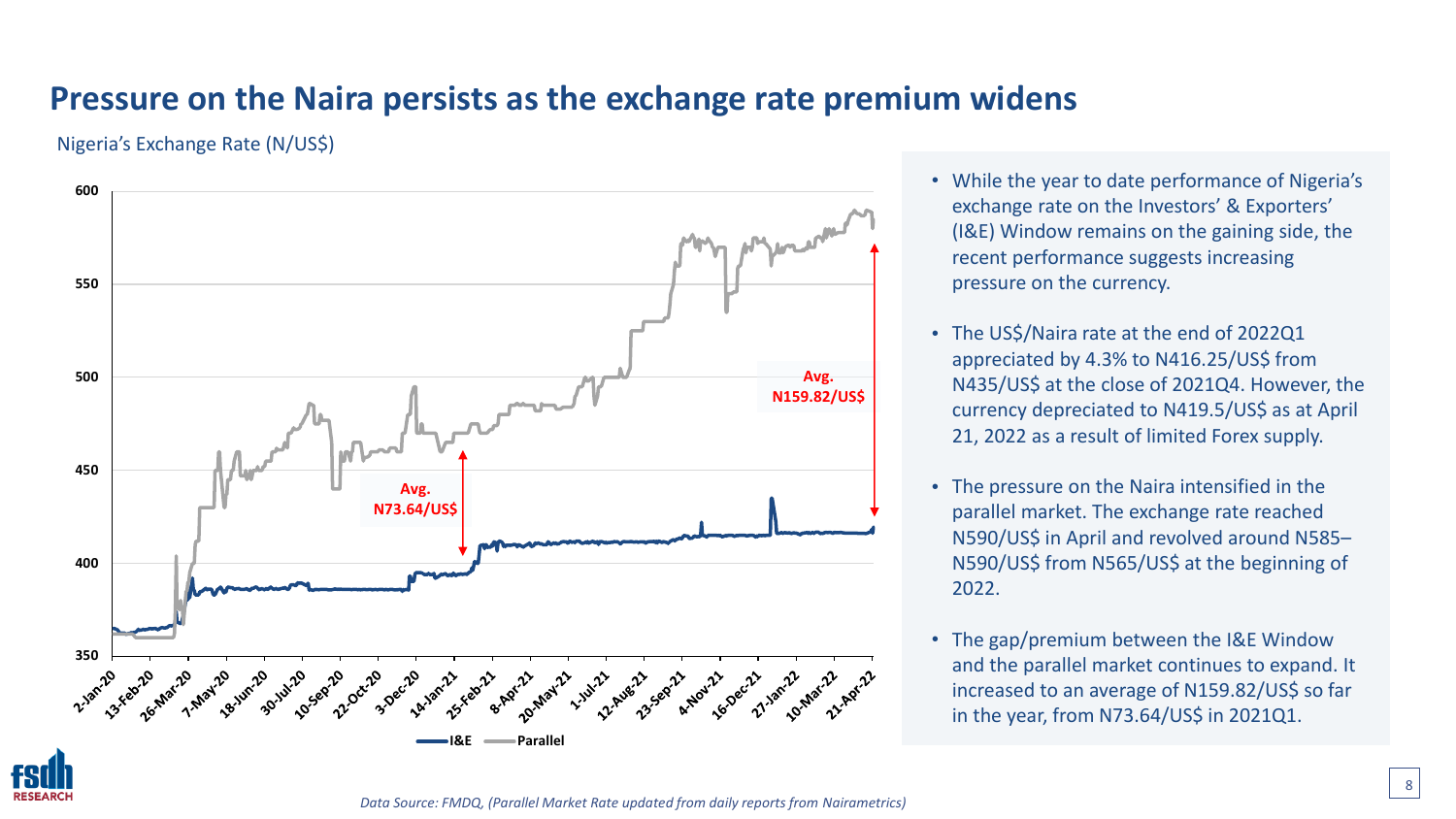# Pressure on the Naira persists as the exchange rate premium widens

Nigeria's Exchange Rate (N/US$)

- While the year to date performance of Nigeria's exchange rate on the Investors' & Exporters' (I&E) Window remains on the gaining side, the recent performance suggests increasing pressure on the currency.
- The US$/Naira rate at the end of 2022Q1 appreciated by 4.3% to N416.25/US$ from N435/US$ at the close of 2021Q4. However, the currency depreciated to N419.5/US$ as at April 21, 2022 as a result of limited Forex supply.
- The pressure on the Naira intensified in the parallel market. The exchange rate reached N590/US$ in April and revolved around N585–N590/US$ from N565/US$ at the beginning of 2022.
- The gap/premium between the I&E Window and the parallel market continues to expand. It increased to an average of N159.82/US$ so far in the year, from N73.64/US$ in 2021Q1.

*Data Source: FMDQ, (Parallel Market Rate updated from daily reports from Nairametrics)*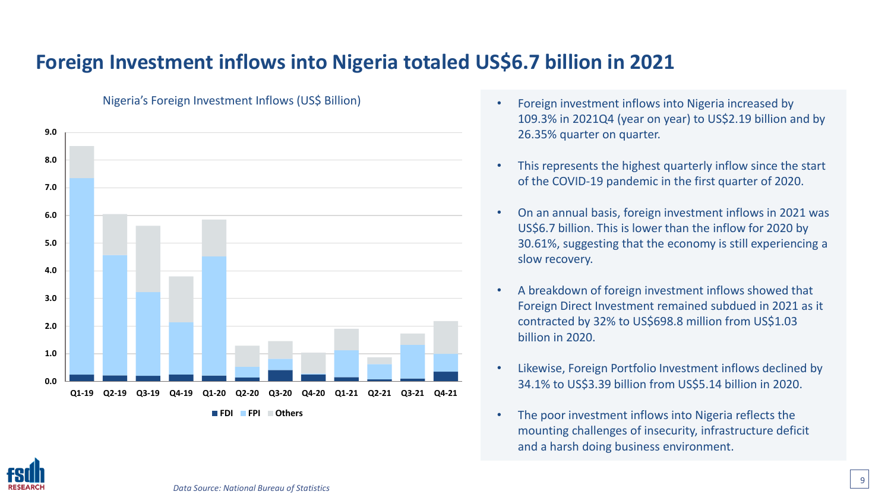# Foreign Investment inflows into Nigeria totaled US$6.7 billion in 2021

Nigeria's Foreign Investment Inflows (US$ Billion)

- Foreign investment inflows into Nigeria increased by 109.3% in 2021Q4 (year on year) to US$2.19 billion and by 26.35% quarter on quarter.
- This represents the highest quarterly inflow since the start of the COVID-19 pandemic in the first quarter of 2020.
- On an annual basis, foreign investment inflows in 2021 was US$6.7 billion. This is lower than the inflow for 2020 by 30.61%, suggesting that the economy is still experiencing a slow recovery.
- A breakdown of foreign investment inflows showed that Foreign Direct Investment remained subdued in 2021 as it contracted by 32% to US$698.8 million from US$1.03 billion in 2020.
- Likewise, Foreign Portfolio Investment inflows declined by 34.1% to US$3.39 billion from US$5.14 billion in 2020.
- The poor investment inflows into Nigeria reflects the mounting challenges of insecurity, infrastructure deficit and a harsh doing business environment.

*Data Source: National Bureau of Statistics*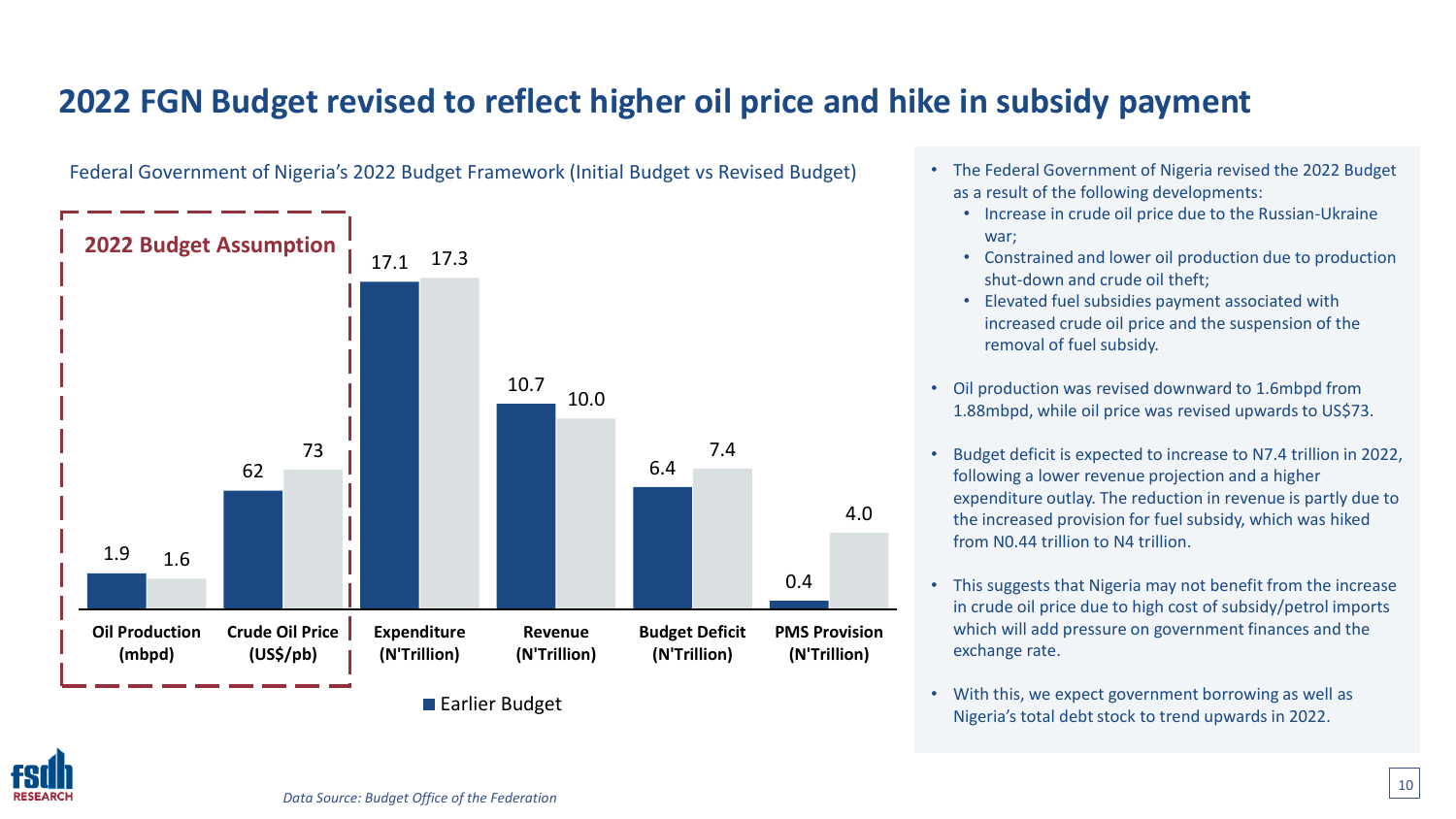# 2022 FGN Budget revised to reflect higher oil price and hike in subsidy payment

Federal Government of Nigeria's 2022 Budget Framework (Initial Budget vs Revised Budget)

**2022 Budget Assumption**

| | Earlier Budget | Revised Budget |
|---|---|---|
| Oil Production (mbpd) | 1.9 | 1.6 |
| Crude Oil Price (US$/pb) | 62 | 73 |
| Expenditure (N'Trillion) | 17.1 | 17.3 |
| Revenue (N'Trillion) | 10.7 | 10.0 |
| Budget Deficit (N'Trillion) | 6.4 | 7.4 |
| PMS Provision (N'Trillion) | 0.4 | 4.0 |

*Data Source: Budget Office of the Federation*

- The Federal Government of Nigeria revised the 2022 Budget as a result of the following developments:
  - Increase in crude oil price due to the Russian-Ukraine war;
  - Constrained and lower oil production due to production shut-down and crude oil theft;
  - Elevated fuel subsidies payment associated with increased crude oil price and the suspension of the removal of fuel subsidy.
- Oil production was revised downward to 1.6mbpd from 1.88mbpd, while oil price was revised upwards to US$73.
- Budget deficit is expected to increase to N7.4 trillion in 2022, following a lower revenue projection and a higher expenditure outlay. The reduction in revenue is partly due to the increased provision for fuel subsidy, which was hiked from N0.44 trillion to N4 trillion.
- This suggests that Nigeria may not benefit from the increase in crude oil price due to high cost of subsidy/petrol imports which will add pressure on government finances and the exchange rate.
- With this, we expect government borrowing as well as Nigeria's total debt stock to trend upwards in 2022.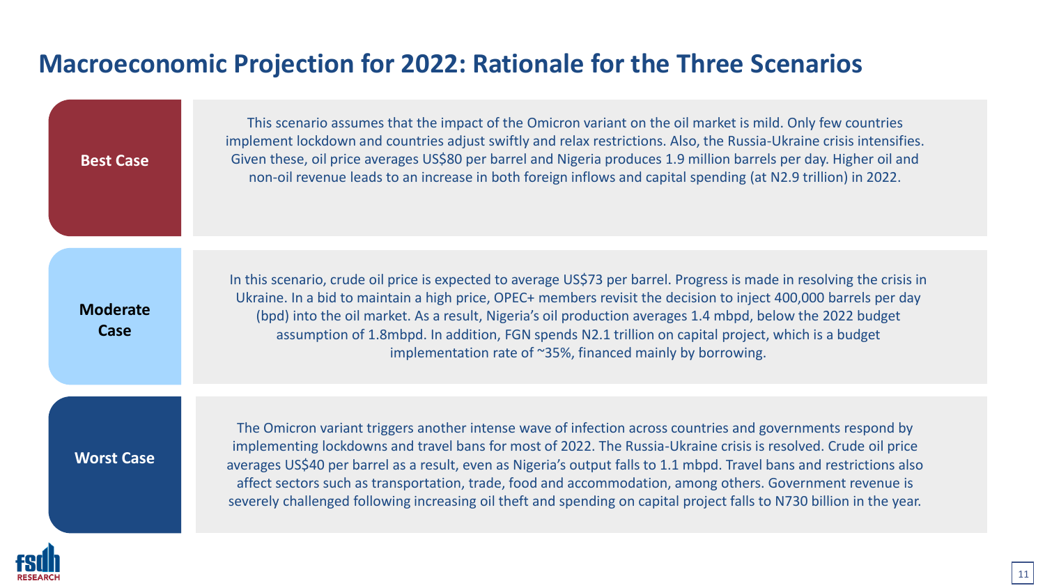# Macroeconomic Projection for 2022: Rationale for the Three Scenarios

**Best Case**

This scenario assumes that the impact of the Omicron variant on the oil market is mild. Only few countries implement lockdown and countries adjust swiftly and relax restrictions. Also, the Russia-Ukraine crisis intensifies. Given these, oil price averages US$80 per barrel and Nigeria produces 1.9 million barrels per day. Higher oil and non-oil revenue leads to an increase in both foreign inflows and capital spending (at N2.9 trillion) in 2022.

**Moderate Case**

In this scenario, crude oil price is expected to average US$73 per barrel. Progress is made in resolving the crisis in Ukraine. In a bid to maintain a high price, OPEC+ members revisit the decision to inject 400,000 barrels per day (bpd) into the oil market. As a result, Nigeria's oil production averages 1.4 mbpd, below the 2022 budget assumption of 1.8mbpd. In addition, FGN spends N2.1 trillion on capital project, which is a budget implementation rate of ~35%, financed mainly by borrowing.

**Worst Case**

The Omicron variant triggers another intense wave of infection across countries and governments respond by implementing lockdowns and travel bans for most of 2022. The Russia-Ukraine crisis is resolved. Crude oil price averages US$40 per barrel as a result, even as Nigeria's output falls to 1.1 mbpd. Travel bans and restrictions also affect sectors such as transportation, trade, food and accommodation, among others. Government revenue is severely challenged following increasing oil theft and spending on capital project falls to N730 billion in the year.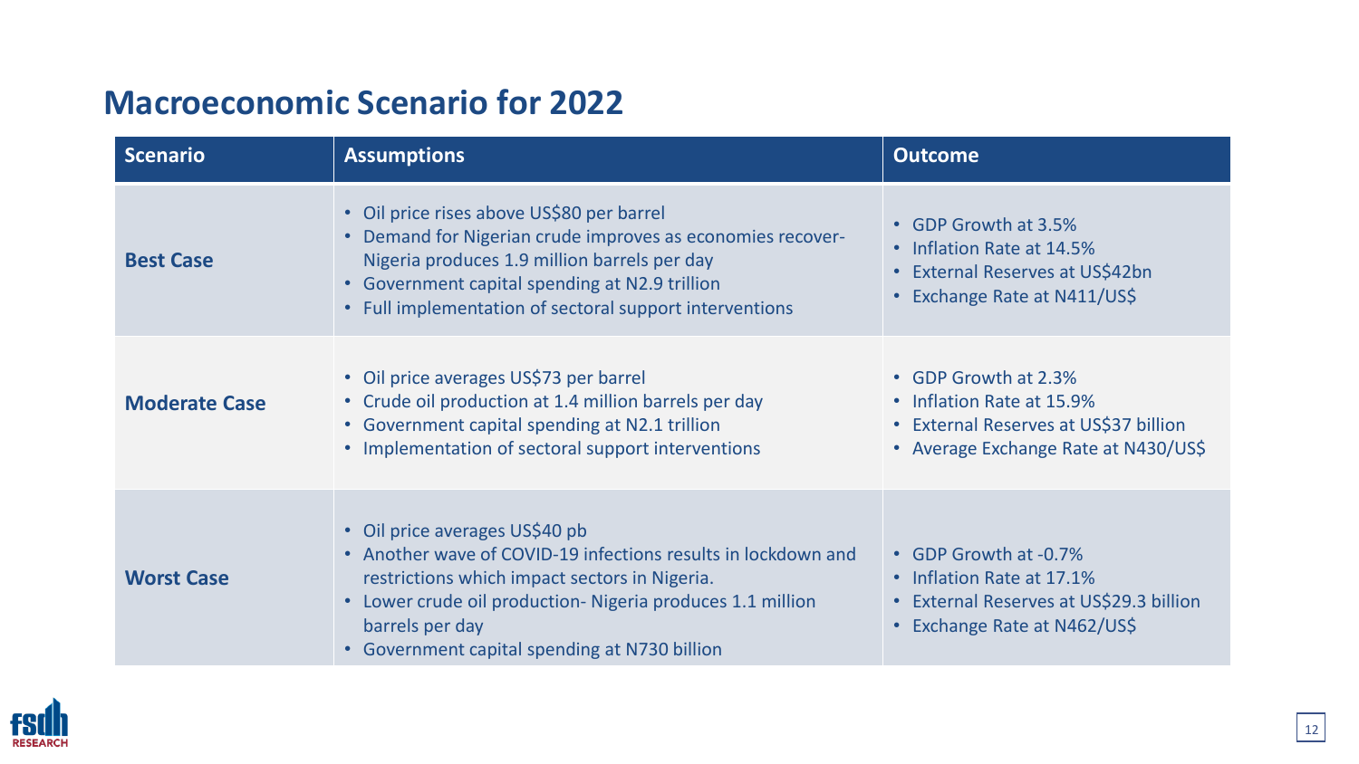## Macroeconomic Scenario for 2022

| Scenario | Assumptions | Outcome |
| --- | --- | --- |
| **Best Case** | • Oil price rises above US$80 per barrel<br>• Demand for Nigerian crude improves as economies recover- Nigeria produces 1.9 million barrels per day<br>• Government capital spending at N2.9 trillion<br>• Full implementation of sectoral support interventions | • GDP Growth at 3.5%<br>• Inflation Rate at 14.5%<br>• External Reserves at US$42bn<br>• Exchange Rate at N411/US$ |
| **Moderate Case** | • Oil price averages US$73 per barrel<br>• Crude oil production at 1.4 million barrels per day<br>• Government capital spending at N2.1 trillion<br>• Implementation of sectoral support interventions | • GDP Growth at 2.3%<br>• Inflation Rate at 15.9%<br>• External Reserves at US$37 billion<br>• Average Exchange Rate at N430/US$ |
| **Worst Case** | • Oil price averages US$40 pb<br>• Another wave of COVID-19 infections results in lockdown and restrictions which impact sectors in Nigeria.<br>• Lower crude oil production- Nigeria produces 1.1 million barrels per day<br>• Government capital spending at N730 billion | • GDP Growth at -0.7%<br>• Inflation Rate at 17.1%<br>• External Reserves at US$29.3 billion<br>• Exchange Rate at N462/US$ |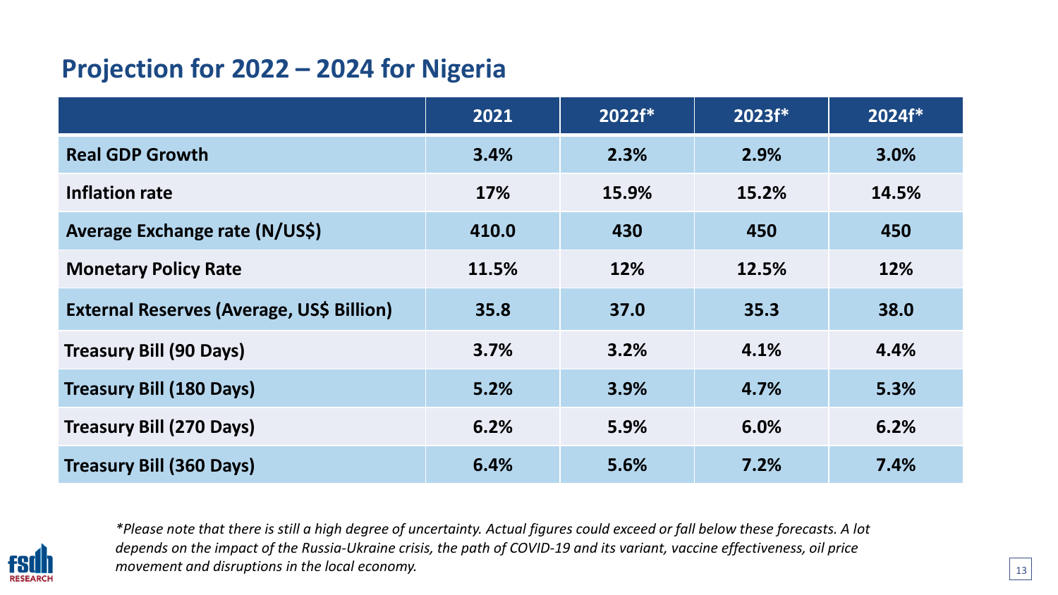## Projection for 2022 – 2024 for Nigeria

| | 2021 | 2022f* | 2023f* | 2024f* |
|---|---|---|---|---|
| **Real GDP Growth** | 3.4% | 2.3% | 2.9% | 3.0% |
| **Inflation rate** | 17% | 15.9% | 15.2% | 14.5% |
| **Average Exchange rate (N/US$)** | 410.0 | 430 | 450 | 450 |
| **Monetary Policy Rate** | 11.5% | 12% | 12.5% | 12% |
| **External Reserves (Average, US$ Billion)** | 35.8 | 37.0 | 35.3 | 38.0 |
| **Treasury Bill (90 Days)** | 3.7% | 3.2% | 4.1% | 4.4% |
| **Treasury Bill (180 Days)** | 5.2% | 3.9% | 4.7% | 5.3% |
| **Treasury Bill (270 Days)** | 6.2% | 5.9% | 6.0% | 6.2% |
| **Treasury Bill (360 Days)** | 6.4% | 5.6% | 7.2% | 7.4% |

*\*Please note that there is still a high degree of uncertainty. Actual figures could exceed or fall below these forecasts. A lot depends on the impact of the Russia-Ukraine crisis, the path of COVID-19 and its variant, vaccine effectiveness, oil price movement and disruptions in the local economy.*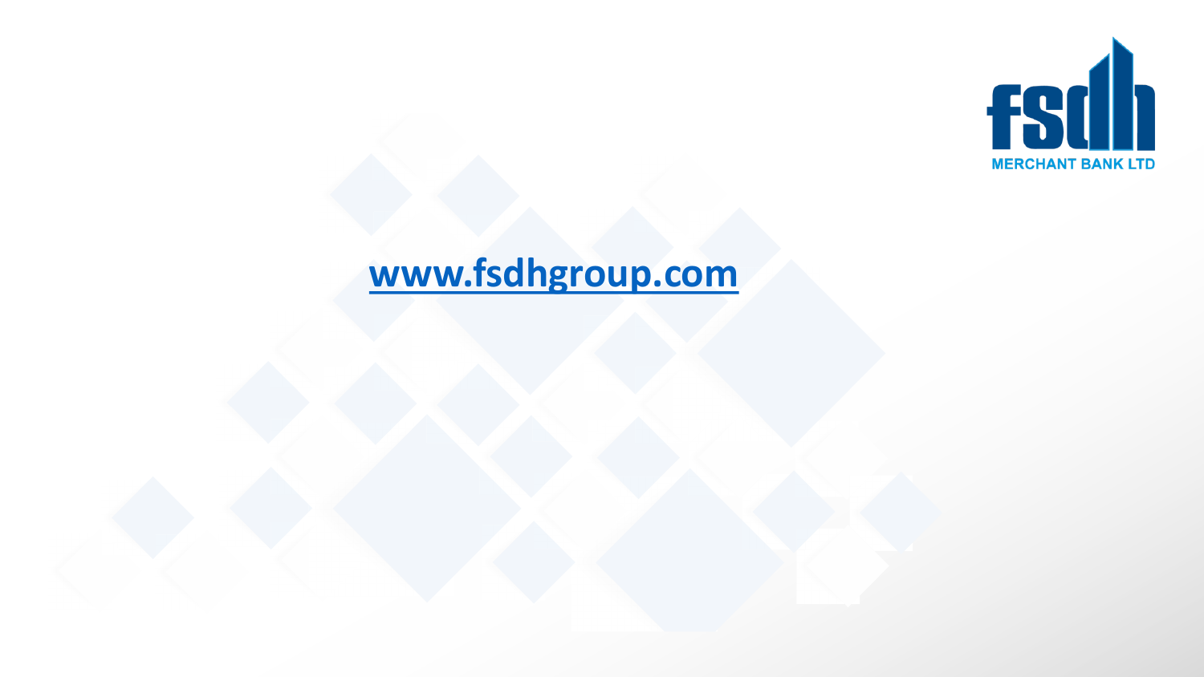fsdh MERCHANT BANK LTD

[www.fsdhgroup.com](http://www.fsdhgroup.com)